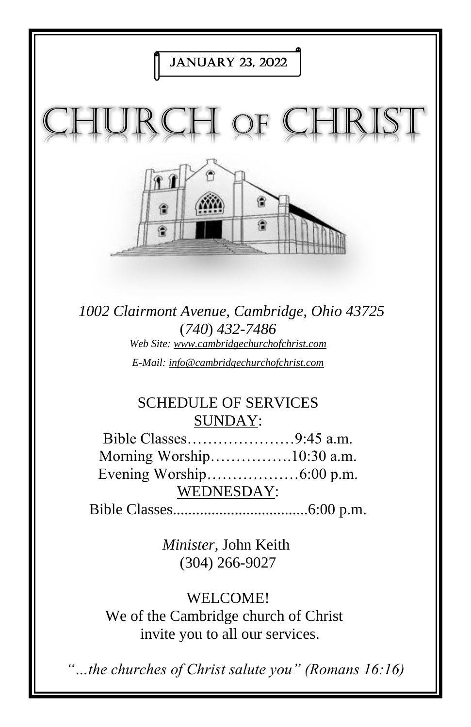JANUARY 23, 2022

# CHURCH OF CHRIST

*1002 Clairmont Avenue, Cambridge, Ohio 43725*
*(740) 432-7486*
*Web Site: www.cambridgechurchofchrist.com*
*E-Mail: info@cambridgechurchofchrist.com*

## SCHEDULE OF SERVICES

SUNDAY:

Bible Classes…………………9:45 a.m.
Morning Worship…………….10:30 a.m.
Evening Worship………………6:00 p.m.

WEDNESDAY:

Bible Classes....................................6:00 p.m.

*Minister,* John Keith
(304) 266-9027

WELCOME!
We of the Cambridge church of Christ invite you to all our services.

*"…the churches of Christ salute you" (Romans 16:16)*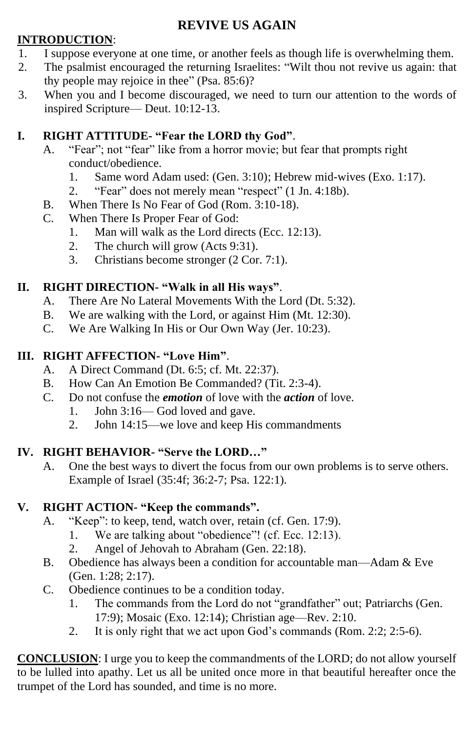# REVIVE US AGAIN

**INTRODUCTION**:

1. I suppose everyone at one time, or another feels as though life is overwhelming them.
2. The psalmist encouraged the returning Israelites: "Wilt thou not revive us again: that thy people may rejoice in thee" (Psa. 85:6)?
3. When you and I become discouraged, we need to turn our attention to the words of inspired Scripture— Deut. 10:12-13.

## I. RIGHT ATTITUDE- "Fear the LORD thy God".

- A. "Fear"; not "fear" like from a horror movie; but fear that prompts right conduct/obedience.
  1. Same word Adam used: (Gen. 3:10); Hebrew mid-wives (Exo. 1:17).
  2. "Fear" does not merely mean "respect" (1 Jn. 4:18b).
- B. When There Is No Fear of God (Rom. 3:10-18).
- C. When There Is Proper Fear of God:
  1. Man will walk as the Lord directs (Ecc. 12:13).
  2. The church will grow (Acts 9:31).
  3. Christians become stronger (2 Cor. 7:1).

## II. RIGHT DIRECTION- "Walk in all His ways".

- A. There Are No Lateral Movements With the Lord (Dt. 5:32).
- B. We are walking with the Lord, or against Him (Mt. 12:30).
- C. We Are Walking In His or Our Own Way (Jer. 10:23).

## III. RIGHT AFFECTION- "Love Him".

- A. A Direct Command (Dt. 6:5; cf. Mt. 22:37).
- B. How Can An Emotion Be Commanded? (Tit. 2:3-4).
- C. Do not confuse the ***emotion*** of love with the ***action*** of love.
  1. John 3:16— God loved and gave.
  2. John 14:15—we love and keep His commandments

## IV. RIGHT BEHAVIOR- "Serve the LORD…"

- A. One the best ways to divert the focus from our own problems is to serve others. Example of Israel (35:4f; 36:2-7; Psa. 122:1).

## V. RIGHT ACTION- "Keep the commands".

- A. "Keep": to keep, tend, watch over, retain (cf. Gen. 17:9).
  1. We are talking about "obedience"! (cf. Ecc. 12:13).
  2. Angel of Jehovah to Abraham (Gen. 22:18).
- B. Obedience has always been a condition for accountable man—Adam & Eve (Gen. 1:28; 2:17).
- C. Obedience continues to be a condition today.
  1. The commands from the Lord do not "grandfather" out; Patriarchs (Gen. 17:9); Mosaic (Exo. 12:14); Christian age—Rev. 2:10.
  2. It is only right that we act upon God's commands (Rom. 2:2; 2:5-6).

**CONCLUSION**: I urge you to keep the commandments of the LORD; do not allow yourself to be lulled into apathy. Let us all be united once more in that beautiful hereafter once the trumpet of the Lord has sounded, and time is no more.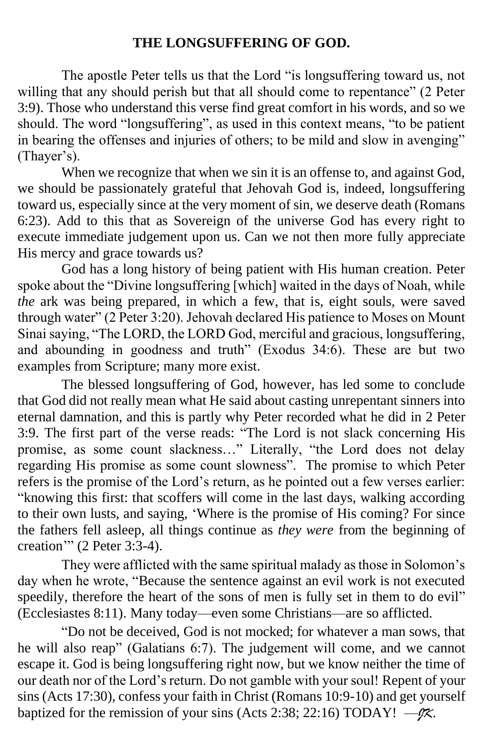**THE LONGSUFFERING OF GOD.**

The apostle Peter tells us that the Lord "is longsuffering toward us, not willing that any should perish but that all should come to repentance" (2 Peter 3:9). Those who understand this verse find great comfort in his words, and so we should. The word "longsuffering", as used in this context means, "to be patient in bearing the offenses and injuries of others; to be mild and slow in avenging" (Thayer's).

When we recognize that when we sin it is an offense to, and against God, we should be passionately grateful that Jehovah God is, indeed, longsuffering toward us, especially since at the very moment of sin, we deserve death (Romans 6:23). Add to this that as Sovereign of the universe God has every right to execute immediate judgement upon us. Can we not then more fully appreciate His mercy and grace towards us?

God has a long history of being patient with His human creation. Peter spoke about the "Divine longsuffering [which] waited in the days of Noah, while *the* ark was being prepared, in which a few, that is, eight souls, were saved through water" (2 Peter 3:20). Jehovah declared His patience to Moses on Mount Sinai saying, "The LORD, the LORD God, merciful and gracious, longsuffering, and abounding in goodness and truth" (Exodus 34:6). These are but two examples from Scripture; many more exist.

The blessed longsuffering of God, however, has led some to conclude that God did not really mean what He said about casting unrepentant sinners into eternal damnation, and this is partly why Peter recorded what he did in 2 Peter 3:9. The first part of the verse reads: "The Lord is not slack concerning His promise, as some count slackness…" Literally, "the Lord does not delay regarding His promise as some count slowness". The promise to which Peter refers is the promise of the Lord's return, as he pointed out a few verses earlier: "knowing this first: that scoffers will come in the last days, walking according to their own lusts, and saying, 'Where is the promise of His coming? For since the fathers fell asleep, all things continue as *they were* from the beginning of creation'" (2 Peter 3:3-4).

They were afflicted with the same spiritual malady as those in Solomon's day when he wrote, "Because the sentence against an evil work is not executed speedily, therefore the heart of the sons of men is fully set in them to do evil" (Ecclesiastes 8:11). Many today—even some Christians—are so afflicted.

"Do not be deceived, God is not mocked; for whatever a man sows, that he will also reap" (Galatians 6:7). The judgement will come, and we cannot escape it. God is being longsuffering right now, but we know neither the time of our death nor of the Lord's return. Do not gamble with your soul! Repent of your sins (Acts 17:30), confess your faith in Christ (Romans 10:9-10) and get yourself baptized for the remission of your sins (Acts 2:38; 22:16) TODAY! —*JK*.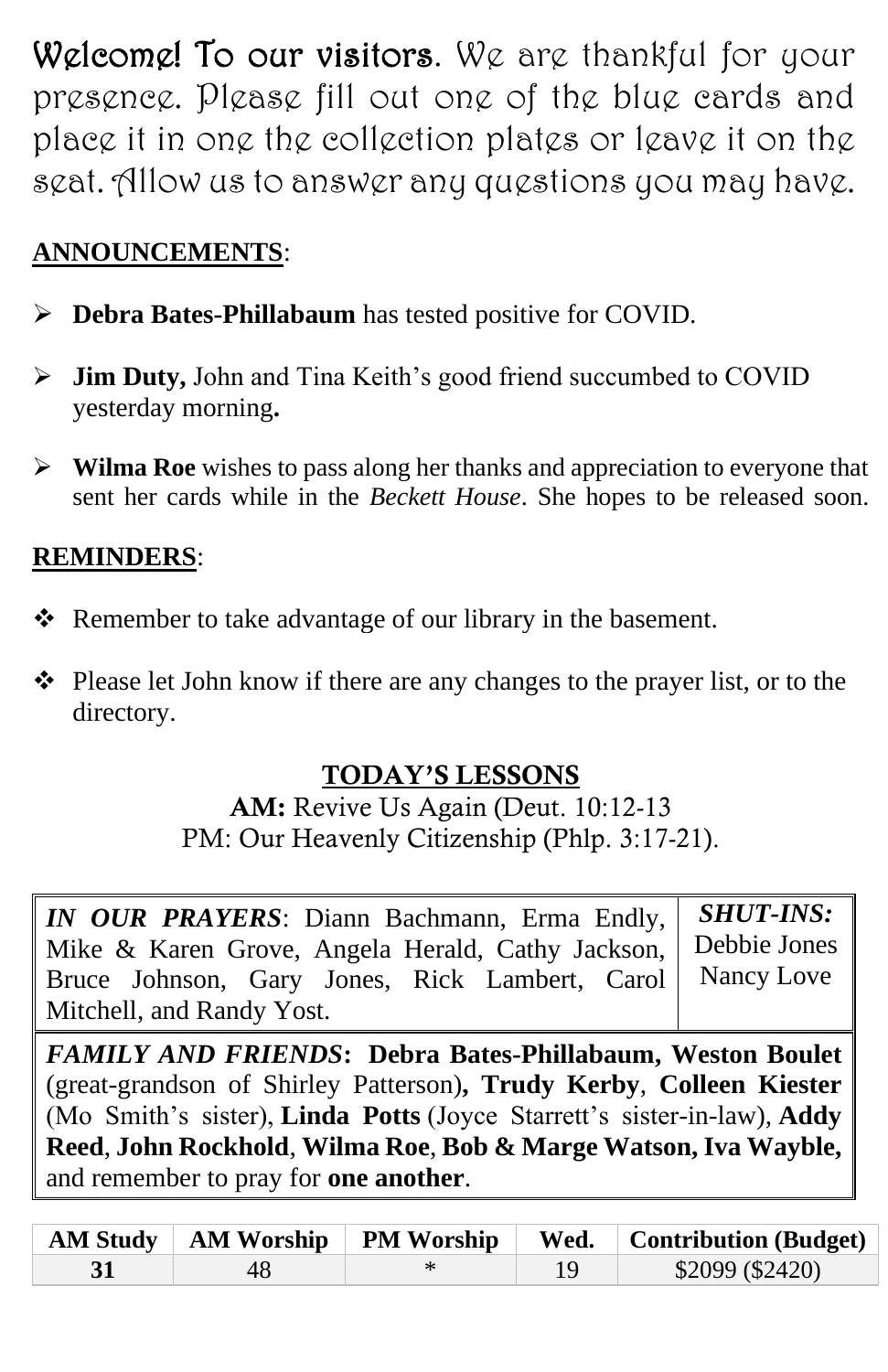**Welcome! To our visitors**. We are thankful for your presence. Please fill out one of the blue cards and place it in one the collection plates or leave it on the seat. Allow us to answer any questions you may have.

## ANNOUNCEMENTS:

- **Debra Bates-Phillabaum** has tested positive for COVID.
- **Jim Duty,** John and Tina Keith's good friend succumbed to COVID yesterday morning**.**
- **Wilma Roe** wishes to pass along her thanks and appreciation to everyone that sent her cards while in the *Beckett House*. She hopes to be released soon.

## REMINDERS:

- Remember to take advantage of our library in the basement.
- Please let John know if there are any changes to the prayer list, or to the directory.

## TODAY'S LESSONS

**AM:** Revive Us Again (Deut. 10:12-13

PM: Our Heavenly Citizenship (Phlp. 3:17-21).

***IN OUR PRAYERS***: Diann Bachmann, Erma Endly, Mike & Karen Grove, Angela Herald, Cathy Jackson, Bruce Johnson, Gary Jones, Rick Lambert, Carol Mitchell, and Randy Yost.

***SHUT-INS:***
Debbie Jones
Nancy Love

***FAMILY AND FRIENDS*: Debra Bates-Phillabaum, Weston Boulet** (great-grandson of Shirley Patterson)**, Trudy Kerby**, **Colleen Kiester** (Mo Smith's sister), **Linda Potts** (Joyce Starrett's sister-in-law), **Addy Reed**, **John Rockhold**, **Wilma Roe**, **Bob & Marge Watson, Iva Wayble,** and remember to pray for **one another**.

| AM Study | AM Worship | PM Worship | Wed. | Contribution (Budget) |
|---|---|---|---|---|
| **31** | 48 | * | 19 | $2099 ($2420) |